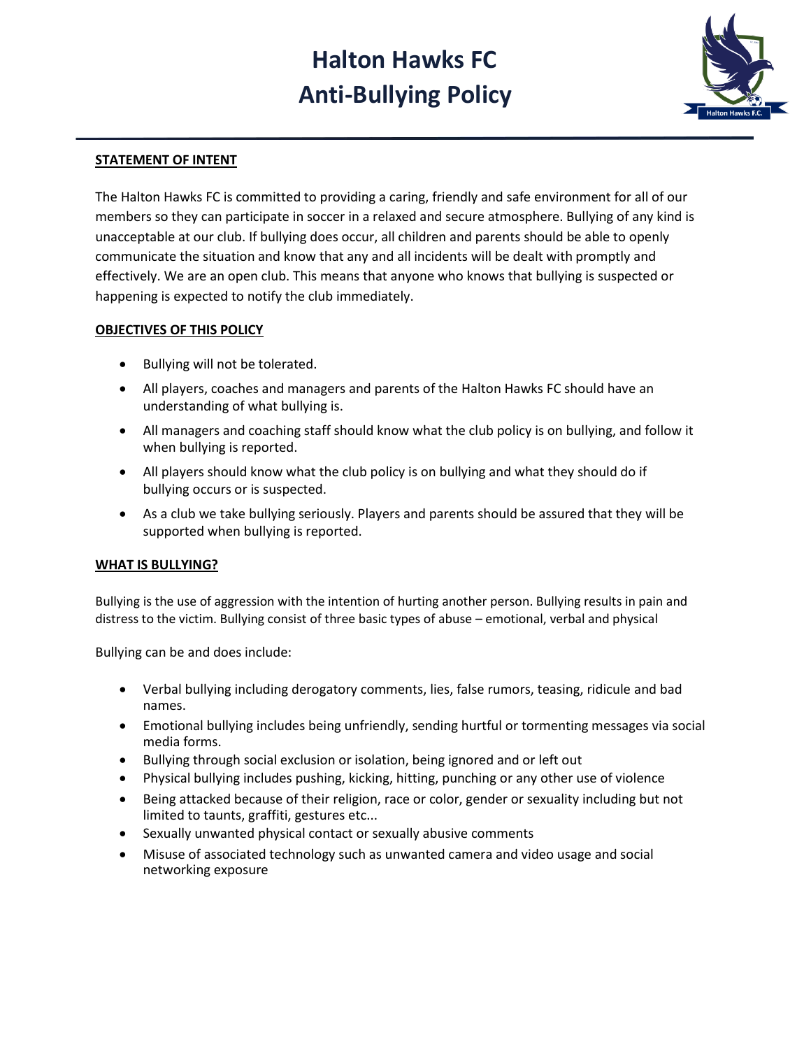# Halton Hawks FC
# Anti-Bullying Policy

---

**STATEMENT OF INTENT**

The Halton Hawks FC is committed to providing a caring, friendly and safe environment for all of our members so they can participate in soccer in a relaxed and secure atmosphere. Bullying of any kind is unacceptable at our club. If bullying does occur, all children and parents should be able to openly communicate the situation and know that any and all incidents will be dealt with promptly and effectively. We are an open club. This means that anyone who knows that bullying is suspected or happening is expected to notify the club immediately.

**OBJECTIVES OF THIS POLICY**

- Bullying will not be tolerated.
- All players, coaches and managers and parents of the Halton Hawks FC should have an understanding of what bullying is.
- All managers and coaching staff should know what the club policy is on bullying, and follow it when bullying is reported.
- All players should know what the club policy is on bullying and what they should do if bullying occurs or is suspected.
- As a club we take bullying seriously. Players and parents should be assured that they will be supported when bullying is reported.

**WHAT IS BULLYING?**

Bullying is the use of aggression with the intention of hurting another person. Bullying results in pain and distress to the victim. Bullying consist of three basic types of abuse – emotional, verbal and physical

Bullying can be and does include:

- Verbal bullying including derogatory comments, lies, false rumors, teasing, ridicule and bad names.
- Emotional bullying includes being unfriendly, sending hurtful or tormenting messages via social media forms.
- Bullying through social exclusion or isolation, being ignored and or left out
- Physical bullying includes pushing, kicking, hitting, punching or any other use of violence
- Being attacked because of their religion, race or color, gender or sexuality including but not limited to taunts, graffiti, gestures etc...
- Sexually unwanted physical contact or sexually abusive comments
- Misuse of associated technology such as unwanted camera and video usage and social networking exposure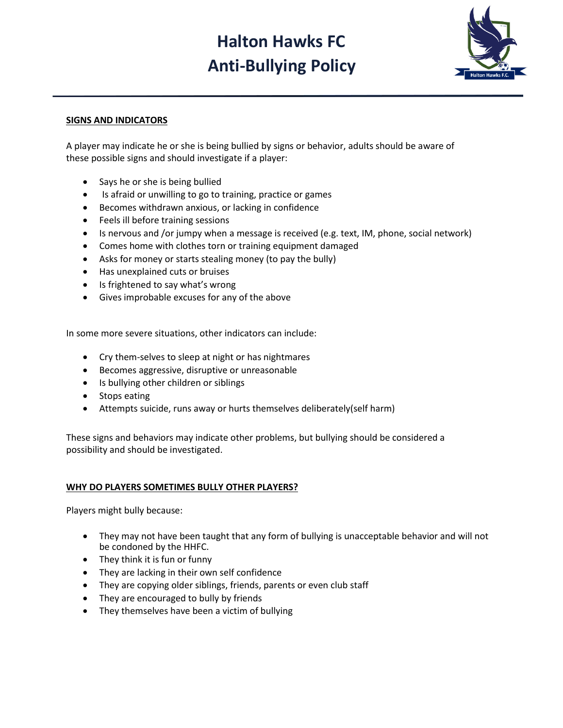## SIGNS AND INDICATORS

A player may indicate he or she is being bullied by signs or behavior, adults should be aware of these possible signs and should investigate if a player:

- Says he or she is being bullied
- Is afraid or unwilling to go to training, practice or games
- Becomes withdrawn anxious, or lacking in confidence
- Feels ill before training sessions
- Is nervous and /or jumpy when a message is received (e.g. text, IM, phone, social network)
- Comes home with clothes torn or training equipment damaged
- Asks for money or starts stealing money (to pay the bully)
- Has unexplained cuts or bruises
- Is frightened to say what's wrong
- Gives improbable excuses for any of the above

In some more severe situations, other indicators can include:

- Cry them-selves to sleep at night or has nightmares
- Becomes aggressive, disruptive or unreasonable
- Is bullying other children or siblings
- Stops eating
- Attempts suicide, runs away or hurts themselves deliberately(self harm)

These signs and behaviors may indicate other problems, but bullying should be considered a possibility and should be investigated.

## WHY DO PLAYERS SOMETIMES BULLY OTHER PLAYERS?

Players might bully because:

- They may not have been taught that any form of bullying is unacceptable behavior and will not be condoned by the HHFC.
- They think it is fun or funny
- They are lacking in their own self confidence
- They are copying older siblings, friends, parents or even club staff
- They are encouraged to bully by friends
- They themselves have been a victim of bullying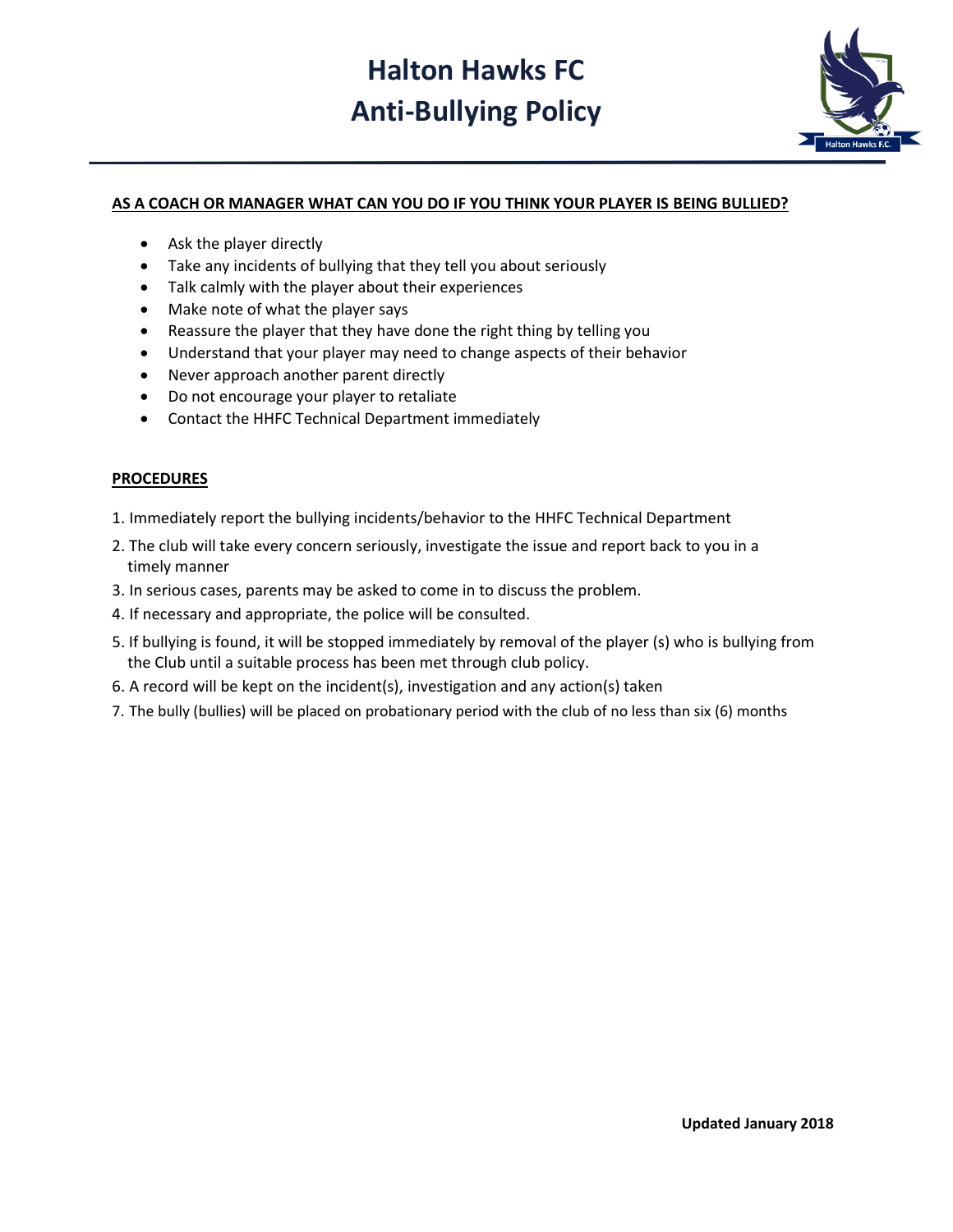# Halton Hawks FC
# Anti-Bullying Policy

**AS A COACH OR MANAGER WHAT CAN YOU DO IF YOU THINK YOUR PLAYER IS BEING BULLIED?**

- Ask the player directly
- Take any incidents of bullying that they tell you about seriously
- Talk calmly with the player about their experiences
- Make note of what the player says
- Reassure the player that they have done the right thing by telling you
- Understand that your player may need to change aspects of their behavior
- Never approach another parent directly
- Do not encourage your player to retaliate
- Contact the HHFC Technical Department immediately

**PROCEDURES**

1. Immediately report the bullying incidents/behavior to the HHFC Technical Department
2. The club will take every concern seriously, investigate the issue and report back to you in a timely manner
3. In serious cases, parents may be asked to come in to discuss the problem.
4. If necessary and appropriate, the police will be consulted.
5. If bullying is found, it will be stopped immediately by removal of the player (s) who is bullying from the Club until a suitable process has been met through club policy.
6. A record will be kept on the incident(s), investigation and any action(s) taken
7. The bully (bullies) will be placed on probationary period with the club of no less than six (6) months

**Updated January 2018**